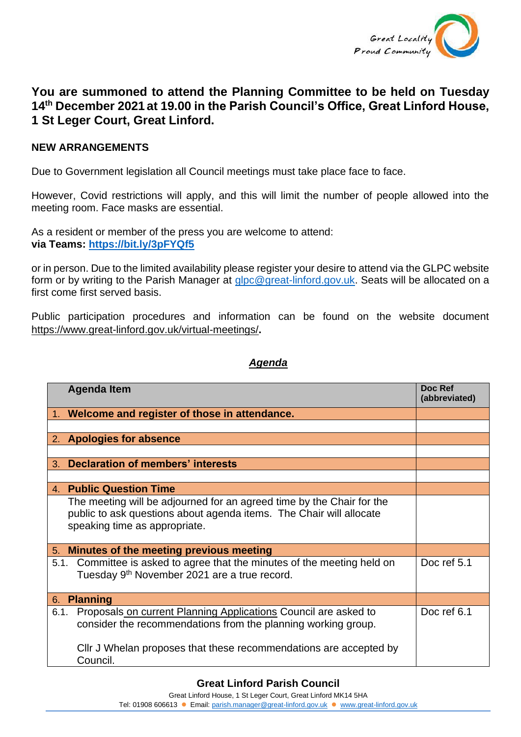## You are summoned to attend the Planning Committee to be held on Tuesday 14th December 2021 at 19.00 in the Parish Council's Office, Great Linford House, 1 St Leger Court, Great Linford.

**NEW ARRANGEMENTS**

Due to Government legislation all Council meetings must take place face to face.

However, Covid restrictions will apply, and this will limit the number of people allowed into the meeting room. Face masks are essential.

As a resident or member of the press you are welcome to attend:
**via Teams: https://bit.ly/3pFYQf5**

or in person. Due to the limited availability please register your desire to attend via the GLPC website form or by writing to the Parish Manager at glpc@great-linford.gov.uk. Seats will be allocated on a first come first served basis.

Public participation procedures and information can be found on the website document https://www.great-linford.gov.uk/virtual-meetings/.

### *Agenda*

| Agenda Item | Doc Ref (abbreviated) |
|---|---|
| 1. **Welcome and register of those in attendance.** | |
| | |
| 2. **Apologies for absence** | |
| | |
| 3. **Declaration of members' interests** | |
| | |
| 4. **Public Question Time** | |
| The meeting will be adjourned for an agreed time by the Chair for the public to ask questions about agenda items. The Chair will allocate speaking time as appropriate. | |
| 5. **Minutes of the meeting previous meeting** | |
| 5.1. Committee is asked to agree that the minutes of the meeting held on Tuesday 9th November 2021 are a true record. | Doc ref 5.1 |
| 6. **Planning** | |
| 6.1. Proposals on current Planning Applications Council are asked to consider the recommendations from the planning working group. <br><br> Cllr J Whelan proposes that these recommendations are accepted by Council. | Doc ref 6.1 |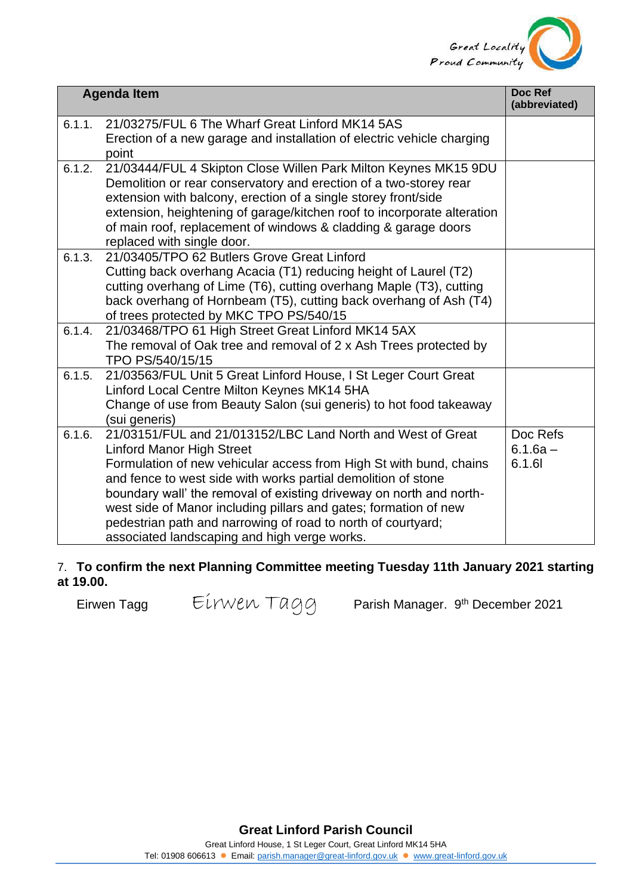| Agenda Item | | Doc Ref (abbreviated) |
|---|---|---|
| 6.1.1. | 21/03275/FUL 6 The Wharf Great Linford MK14 5AS<br>Erection of a new garage and installation of electric vehicle charging point | |
| 6.1.2. | 21/03444/FUL 4 Skipton Close Willen Park Milton Keynes MK15 9DU<br>Demolition or rear conservatory and erection of a two-storey rear extension with balcony, erection of a single storey front/side extension, heightening of garage/kitchen roof to incorporate alteration of main roof, replacement of windows & cladding & garage doors replaced with single door. | |
| 6.1.3. | 21/03405/TPO 62 Butlers Grove Great Linford<br>Cutting back overhang Acacia (T1) reducing height of Laurel (T2) cutting overhang of Lime (T6), cutting overhang Maple (T3), cutting back overhang of Hornbeam (T5), cutting back overhang of Ash (T4) of trees protected by MKC TPO PS/540/15 | |
| 6.1.4. | 21/03468/TPO 61 High Street Great Linford MK14 5AX<br>The removal of Oak tree and removal of 2 x Ash Trees protected by TPO PS/540/15/15 | |
| 6.1.5. | 21/03563/FUL Unit 5 Great Linford House, I St Leger Court Great Linford Local Centre Milton Keynes MK14 5HA<br>Change of use from Beauty Salon (sui generis) to hot food takeaway (sui generis) | |
| 6.1.6. | 21/03151/FUL and 21/013152/LBC Land North and West of Great Linford Manor High Street<br>Formulation of new vehicular access from High St with bund, chains and fence to west side with works partial demolition of stone boundary wall' the removal of existing driveway on north and north-west side of Manor including pillars and gates; formation of new pedestrian path and narrowing of road to north of courtyard; associated landscaping and high verge works. | Doc Refs 6.1.6a – 6.1.6l |

7. **To confirm the next Planning Committee meeting Tuesday 11th January 2021 starting at 19.00.**

Eirwen Tagg     Eirwen Tagg     Parish Manager. 9th December 2021

**Great Linford Parish Council**

Great Linford House, 1 St Leger Court, Great Linford MK14 5HA

Tel: 01908 606613 ● Email: parish.manager@great-linford.gov.uk ● www.great-linford.gov.uk